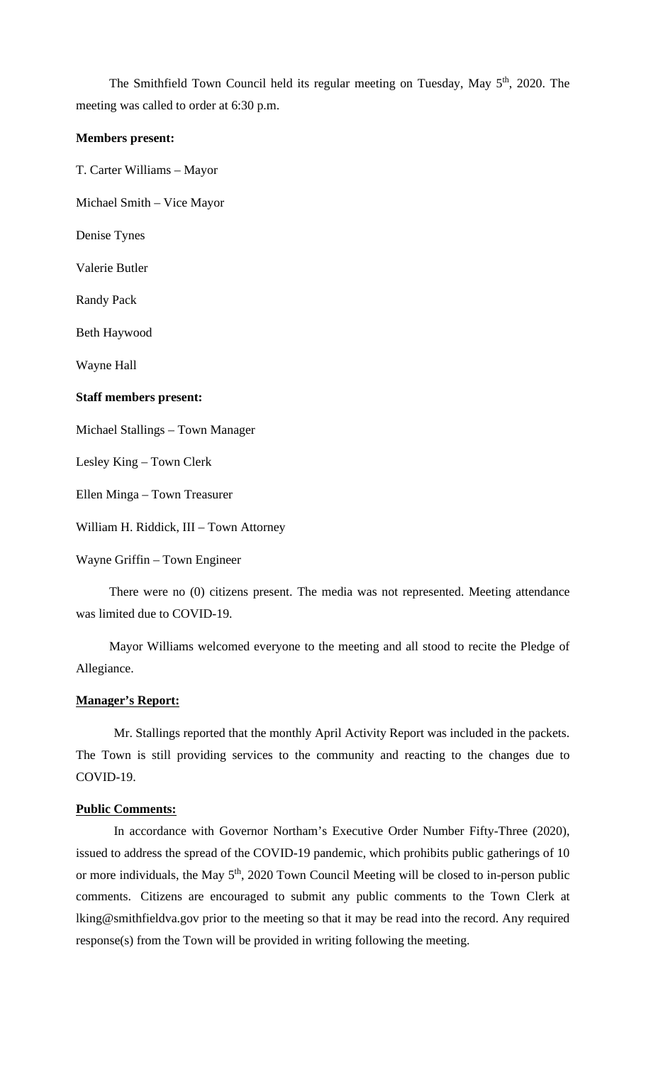The Smithfield Town Council held its regular meeting on Tuesday, May 5th, 2020. The meeting was called to order at 6:30 p.m.

**Members present:**

T. Carter Williams – Mayor

Michael Smith – Vice Mayor

Denise Tynes

Valerie Butler

Randy Pack

Beth Haywood

Wayne Hall

**Staff members present:**

Michael Stallings – Town Manager

Lesley King – Town Clerk

Ellen Minga – Town Treasurer

William H. Riddick, III – Town Attorney

Wayne Griffin – Town Engineer

There were no (0) citizens present. The media was not represented. Meeting attendance was limited due to COVID-19.

Mayor Williams welcomed everyone to the meeting and all stood to recite the Pledge of Allegiance.

**Manager's Report:**

Mr. Stallings reported that the monthly April Activity Report was included in the packets. The Town is still providing services to the community and reacting to the changes due to COVID-19.

**Public Comments:**

In accordance with Governor Northam's Executive Order Number Fifty-Three (2020), issued to address the spread of the COVID-19 pandemic, which prohibits public gatherings of 10 or more individuals, the May 5th, 2020 Town Council Meeting will be closed to in-person public comments. Citizens are encouraged to submit any public comments to the Town Clerk at lking@smithfieldva.gov prior to the meeting so that it may be read into the record. Any required response(s) from the Town will be provided in writing following the meeting.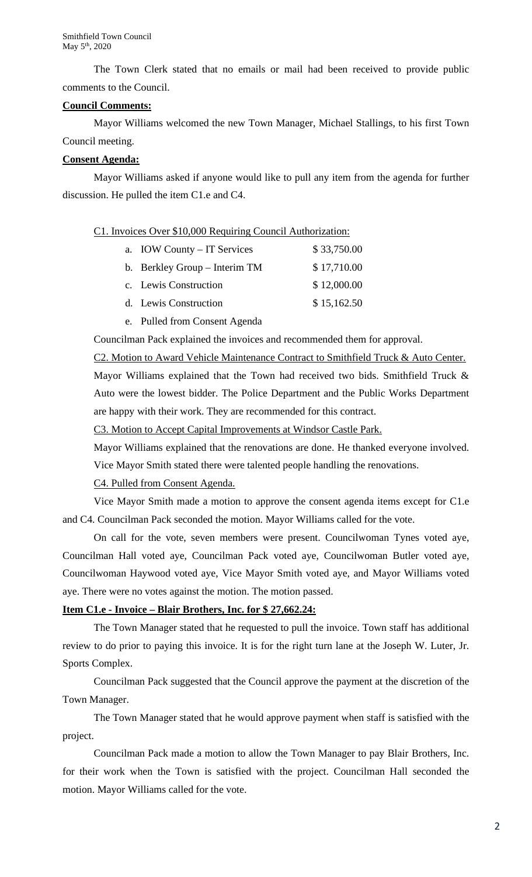The Town Clerk stated that no emails or mail had been received to provide public comments to the Council.

**Council Comments:**

Mayor Williams welcomed the new Town Manager, Michael Stallings, to his first Town Council meeting.

**Consent Agenda:**

Mayor Williams asked if anyone would like to pull any item from the agenda for further discussion. He pulled the item C1.e and C4.

C1. Invoices Over $10,000 Requiring Council Authorization:

| | |
|---|---|
| a. IOW County – IT Services | $ 33,750.00 |
| b. Berkley Group – Interim TM | $ 17,710.00 |
| c. Lewis Construction | $ 12,000.00 |
| d. Lewis Construction | $ 15,162.50 |
| e. Pulled from Consent Agenda | |

Councilman Pack explained the invoices and recommended them for approval.

C2. Motion to Award Vehicle Maintenance Contract to Smithfield Truck & Auto Center.

Mayor Williams explained that the Town had received two bids. Smithfield Truck & Auto were the lowest bidder. The Police Department and the Public Works Department are happy with their work. They are recommended for this contract.

C3. Motion to Accept Capital Improvements at Windsor Castle Park.

Mayor Williams explained that the renovations are done. He thanked everyone involved. Vice Mayor Smith stated there were talented people handling the renovations.

C4. Pulled from Consent Agenda.

Vice Mayor Smith made a motion to approve the consent agenda items except for C1.e and C4. Councilman Pack seconded the motion. Mayor Williams called for the vote.

On call for the vote, seven members were present. Councilwoman Tynes voted aye, Councilman Hall voted aye, Councilman Pack voted aye, Councilwoman Butler voted aye, Councilwoman Haywood voted aye, Vice Mayor Smith voted aye, and Mayor Williams voted aye. There were no votes against the motion. The motion passed.

**Item C1.e - Invoice – Blair Brothers, Inc. for $ 27,662.24:**

The Town Manager stated that he requested to pull the invoice. Town staff has additional review to do prior to paying this invoice. It is for the right turn lane at the Joseph W. Luter, Jr. Sports Complex.

Councilman Pack suggested that the Council approve the payment at the discretion of the Town Manager.

The Town Manager stated that he would approve payment when staff is satisfied with the project.

Councilman Pack made a motion to allow the Town Manager to pay Blair Brothers, Inc. for their work when the Town is satisfied with the project. Councilman Hall seconded the motion. Mayor Williams called for the vote.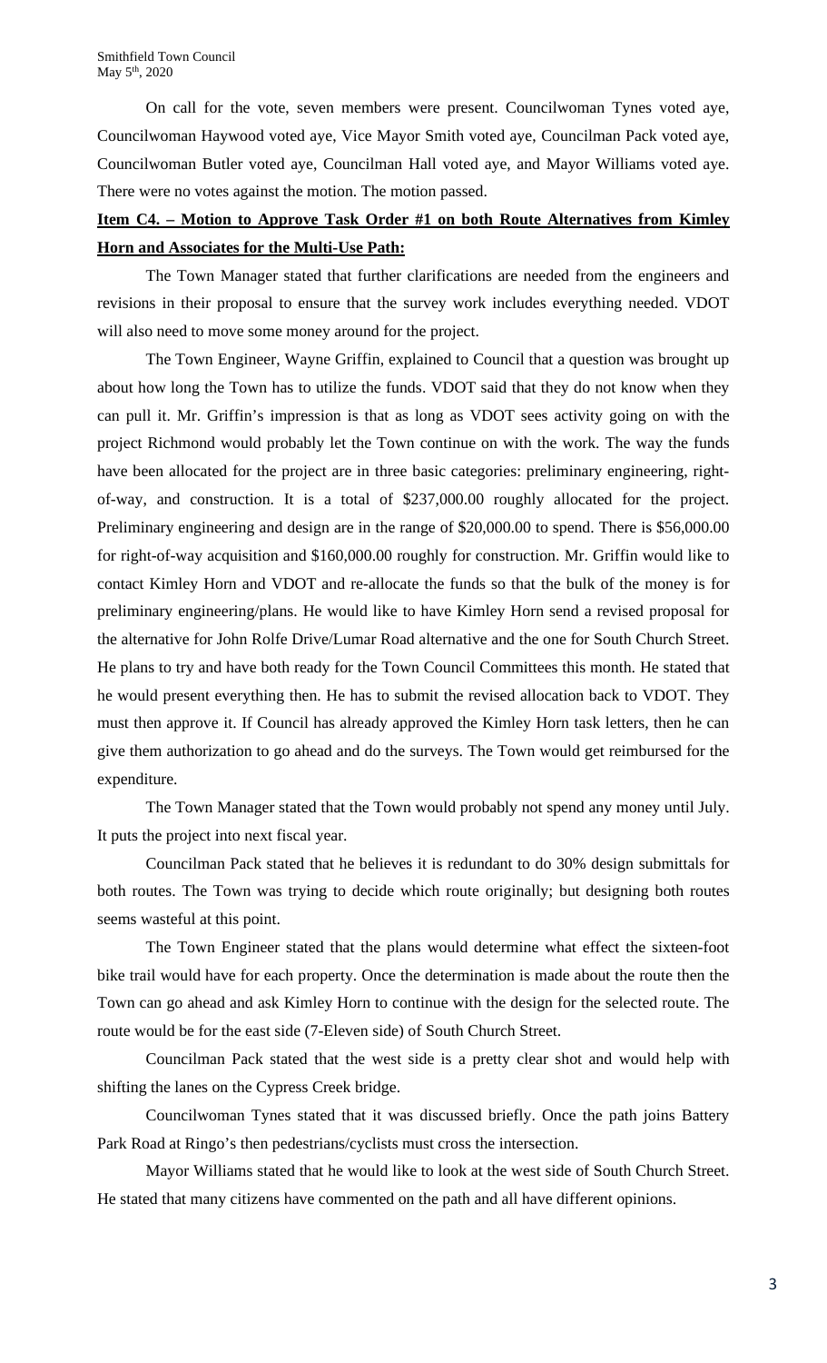On call for the vote, seven members were present. Councilwoman Tynes voted aye, Councilwoman Haywood voted aye, Vice Mayor Smith voted aye, Councilman Pack voted aye, Councilwoman Butler voted aye, Councilman Hall voted aye, and Mayor Williams voted aye. There were no votes against the motion. The motion passed.

**Item C4. – Motion to Approve Task Order #1 on both Route Alternatives from Kimley Horn and Associates for the Multi-Use Path:**

The Town Manager stated that further clarifications are needed from the engineers and revisions in their proposal to ensure that the survey work includes everything needed. VDOT will also need to move some money around for the project.

The Town Engineer, Wayne Griffin, explained to Council that a question was brought up about how long the Town has to utilize the funds. VDOT said that they do not know when they can pull it. Mr. Griffin's impression is that as long as VDOT sees activity going on with the project Richmond would probably let the Town continue on with the work. The way the funds have been allocated for the project are in three basic categories: preliminary engineering, right-of-way, and construction. It is a total of $237,000.00 roughly allocated for the project. Preliminary engineering and design are in the range of $20,000.00 to spend. There is $56,000.00 for right-of-way acquisition and $160,000.00 roughly for construction. Mr. Griffin would like to contact Kimley Horn and VDOT and re-allocate the funds so that the bulk of the money is for preliminary engineering/plans. He would like to have Kimley Horn send a revised proposal for the alternative for John Rolfe Drive/Lumar Road alternative and the one for South Church Street. He plans to try and have both ready for the Town Council Committees this month. He stated that he would present everything then. He has to submit the revised allocation back to VDOT. They must then approve it. If Council has already approved the Kimley Horn task letters, then he can give them authorization to go ahead and do the surveys. The Town would get reimbursed for the expenditure.

The Town Manager stated that the Town would probably not spend any money until July. It puts the project into next fiscal year.

Councilman Pack stated that he believes it is redundant to do 30% design submittals for both routes. The Town was trying to decide which route originally; but designing both routes seems wasteful at this point.

The Town Engineer stated that the plans would determine what effect the sixteen-foot bike trail would have for each property. Once the determination is made about the route then the Town can go ahead and ask Kimley Horn to continue with the design for the selected route. The route would be for the east side (7-Eleven side) of South Church Street.

Councilman Pack stated that the west side is a pretty clear shot and would help with shifting the lanes on the Cypress Creek bridge.

Councilwoman Tynes stated that it was discussed briefly. Once the path joins Battery Park Road at Ringo's then pedestrians/cyclists must cross the intersection.

Mayor Williams stated that he would like to look at the west side of South Church Street. He stated that many citizens have commented on the path and all have different opinions.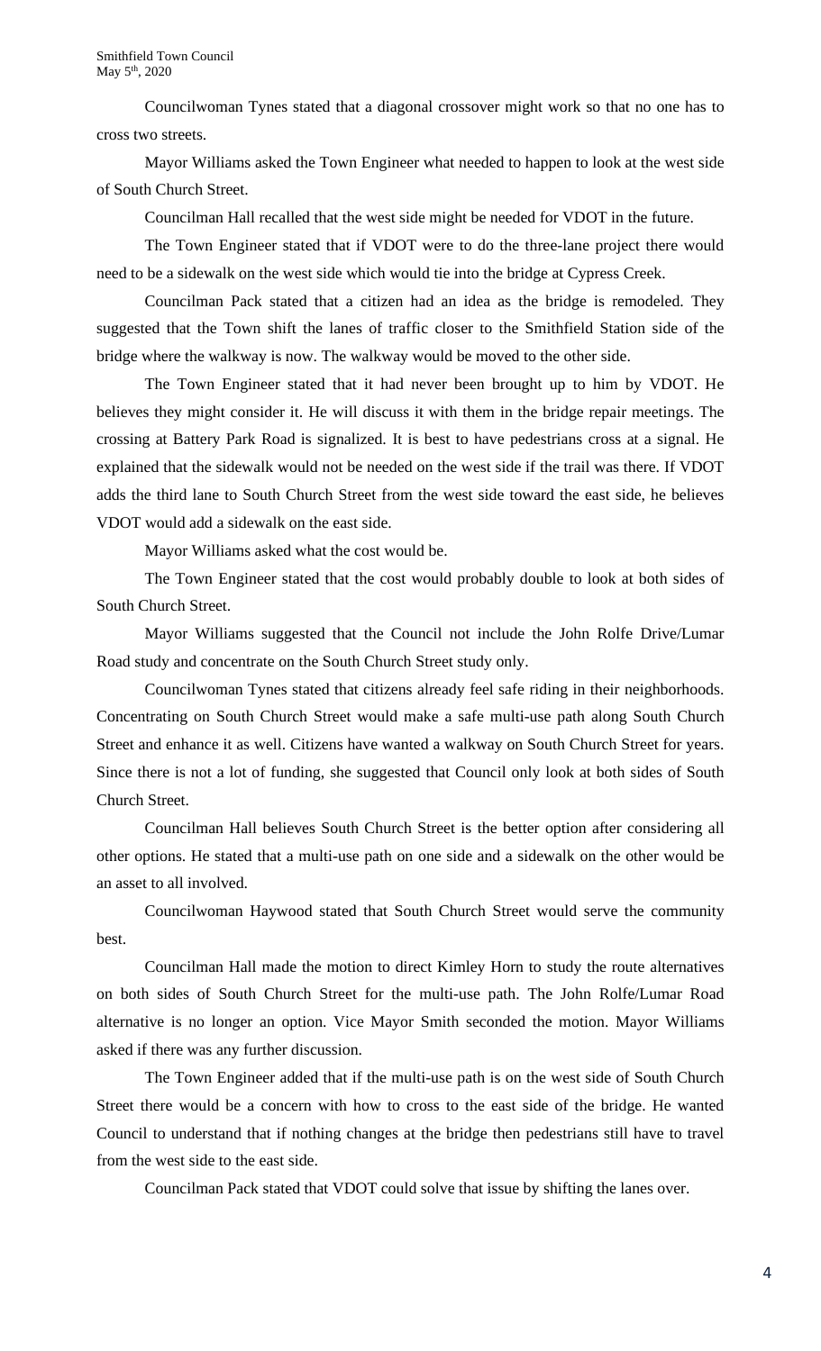Councilwoman Tynes stated that a diagonal crossover might work so that no one has to cross two streets.

Mayor Williams asked the Town Engineer what needed to happen to look at the west side of South Church Street.

Councilman Hall recalled that the west side might be needed for VDOT in the future.

The Town Engineer stated that if VDOT were to do the three-lane project there would need to be a sidewalk on the west side which would tie into the bridge at Cypress Creek.

Councilman Pack stated that a citizen had an idea as the bridge is remodeled. They suggested that the Town shift the lanes of traffic closer to the Smithfield Station side of the bridge where the walkway is now. The walkway would be moved to the other side.

The Town Engineer stated that it had never been brought up to him by VDOT. He believes they might consider it. He will discuss it with them in the bridge repair meetings. The crossing at Battery Park Road is signalized. It is best to have pedestrians cross at a signal. He explained that the sidewalk would not be needed on the west side if the trail was there. If VDOT adds the third lane to South Church Street from the west side toward the east side, he believes VDOT would add a sidewalk on the east side.

Mayor Williams asked what the cost would be.

The Town Engineer stated that the cost would probably double to look at both sides of South Church Street.

Mayor Williams suggested that the Council not include the John Rolfe Drive/Lumar Road study and concentrate on the South Church Street study only.

Councilwoman Tynes stated that citizens already feel safe riding in their neighborhoods. Concentrating on South Church Street would make a safe multi-use path along South Church Street and enhance it as well. Citizens have wanted a walkway on South Church Street for years. Since there is not a lot of funding, she suggested that Council only look at both sides of South Church Street.

Councilman Hall believes South Church Street is the better option after considering all other options. He stated that a multi-use path on one side and a sidewalk on the other would be an asset to all involved.

Councilwoman Haywood stated that South Church Street would serve the community best.

Councilman Hall made the motion to direct Kimley Horn to study the route alternatives on both sides of South Church Street for the multi-use path. The John Rolfe/Lumar Road alternative is no longer an option. Vice Mayor Smith seconded the motion. Mayor Williams asked if there was any further discussion.

The Town Engineer added that if the multi-use path is on the west side of South Church Street there would be a concern with how to cross to the east side of the bridge. He wanted Council to understand that if nothing changes at the bridge then pedestrians still have to travel from the west side to the east side.

Councilman Pack stated that VDOT could solve that issue by shifting the lanes over.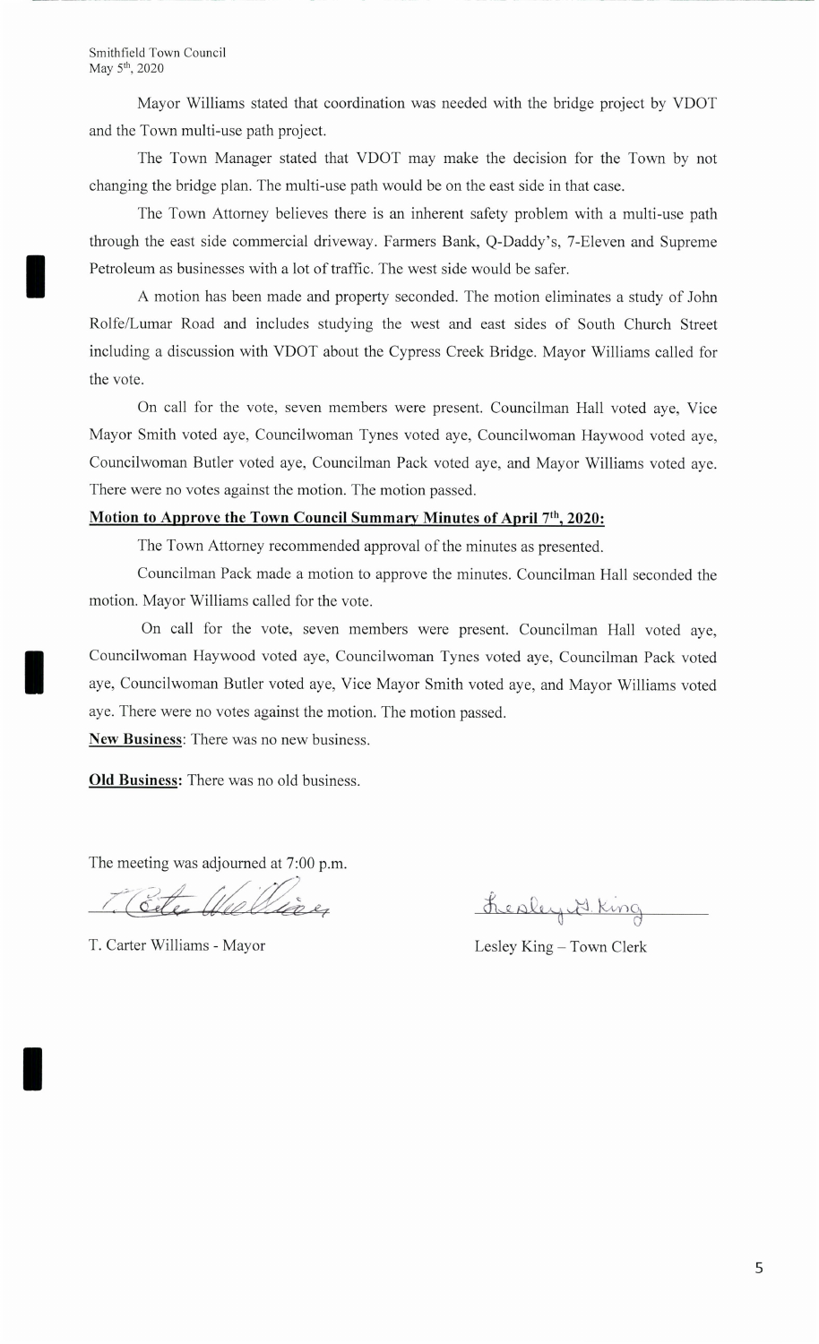Mayor Williams stated that coordination was needed with the bridge project by VDOT and the Town multi-use path project.

The Town Manager stated that VDOT may make the decision for the Town by not changing the bridge plan. The multi-use path would be on the east side in that case.

The Town Attorney believes there is an inherent safety problem with a multi-use path through the east side commercial driveway. Farmers Bank, Q-Daddy's, 7-Eleven and Supreme Petroleum as businesses with a lot of traffic. The west side would be safer.

A motion has been made and property seconded. The motion eliminates a study of John Rolfe/Lumar Road and includes studying the west and east sides of South Church Street including a discussion with VDOT about the Cypress Creek Bridge. Mayor Williams called for the vote.

On call for the vote, seven members were present. Councilman Hall voted aye, Vice Mayor Smith voted aye, Councilwoman Tynes voted aye, Councilwoman Haywood voted aye, Councilwoman Butler voted aye, Councilman Pack voted aye, and Mayor Williams voted aye. There were no votes against the motion. The motion passed.

**Motion to Approve the Town Council Summary Minutes of April 7th, 2020:**

The Town Attorney recommended approval of the minutes as presented.

Councilman Pack made a motion to approve the minutes. Councilman Hall seconded the motion. Mayor Williams called for the vote.

On call for the vote, seven members were present. Councilman Hall voted aye, Councilwoman Haywood voted aye, Councilwoman Tynes voted aye, Councilman Pack voted aye, Councilwoman Butler voted aye, Vice Mayor Smith voted aye, and Mayor Williams voted aye. There were no votes against the motion. The motion passed.

**New Business**: There was no new business.

**Old Business:** There was no old business.

The meeting was adjourned at 7:00 p.m.

T. Carter Williams - Mayor

Lesley King – Town Clerk